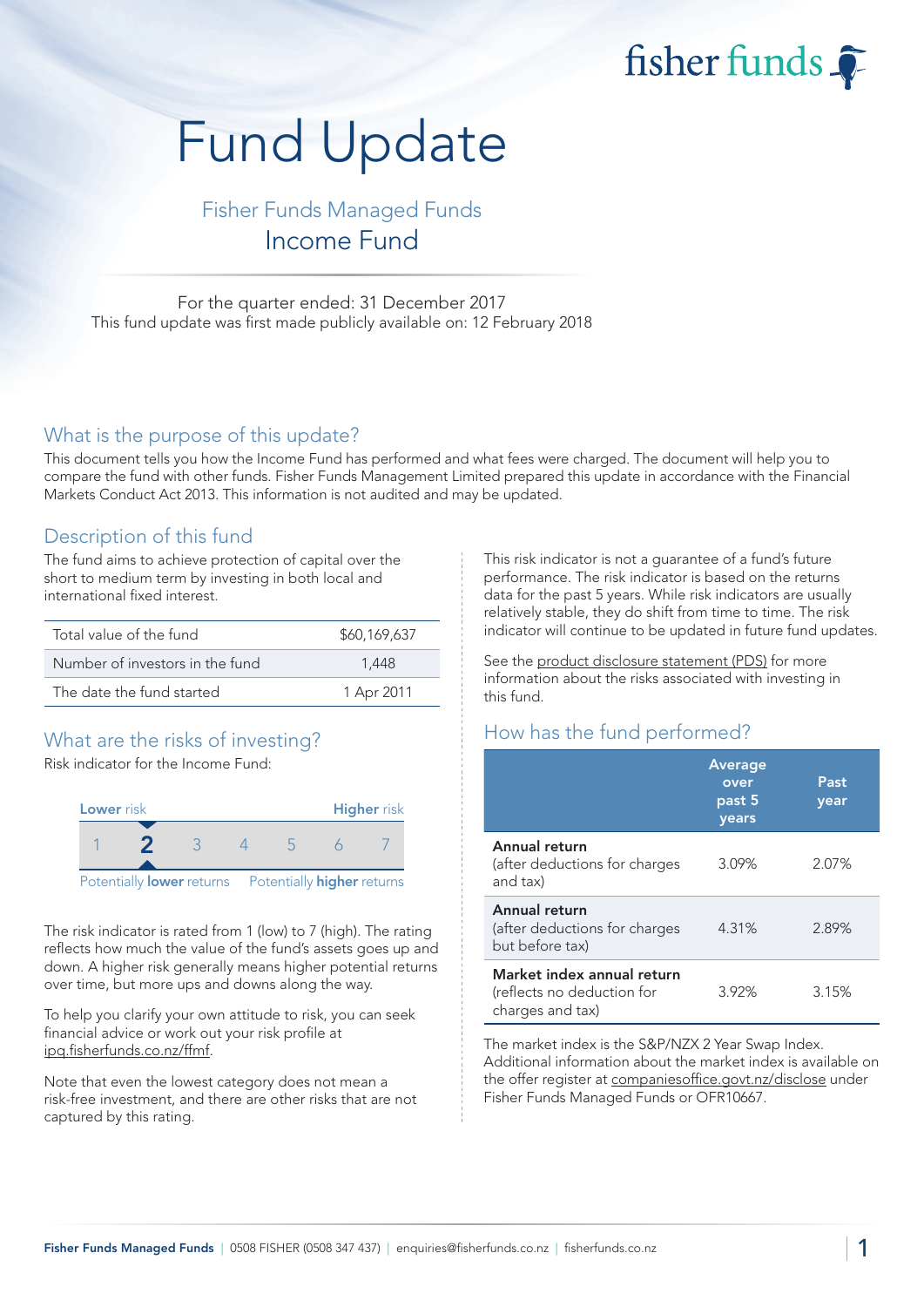fisher funds

# Fund Update

## Fisher Funds Managed Funds
## Income Fund

For the quarter ended: 31 December 2017
This fund update was first made publicly available on: 12 February 2018

## What is the purpose of this update?

This document tells you how the Income Fund has performed and what fees were charged. The document will help you to compare the fund with other funds. Fisher Funds Management Limited prepared this update in accordance with the Financial Markets Conduct Act 2013. This information is not audited and may be updated.

## Description of this fund

The fund aims to achieve protection of capital over the short to medium term by investing in both local and international fixed interest.

| | |
|---|---|
| Total value of the fund | $60,169,637 |
| Number of investors in the fund | 1,448 |
| The date the fund started | 1 Apr 2011 |

## What are the risks of investing?

Risk indicator for the Income Fund:

| Lower risk | | | | | | Higher risk |
|---|---|---|---|---|---|---|
| 1 | **2** | 3 | 4 | 5 | 6 | 7 |
| Potentially **lower** returns | | | | | | Potentially **higher** returns |

The risk indicator is rated from 1 (low) to 7 (high). The rating reflects how much the value of the fund's assets goes up and down. A higher risk generally means higher potential returns over time, but more ups and downs along the way.

To help you clarify your own attitude to risk, you can seek financial advice or work out your risk profile at ipq.fisherfunds.co.nz/ffmf.

Note that even the lowest category does not mean a risk-free investment, and there are other risks that are not captured by this rating.

This risk indicator is not a guarantee of a fund's future performance. The risk indicator is based on the returns data for the past 5 years. While risk indicators are usually relatively stable, they do shift from time to time. The risk indicator will continue to be updated in future fund updates.

See the product disclosure statement (PDS) for more information about the risks associated with investing in this fund.

## How has the fund performed?

| | Average over past 5 years | Past year |
|---|---|---|
| **Annual return** (after deductions for charges and tax) | 3.09% | 2.07% |
| **Annual return** (after deductions for charges but before tax) | 4.31% | 2.89% |
| **Market index annual return** (reflects no deduction for charges and tax) | 3.92% | 3.15% |

The market index is the S&P/NZX 2 Year Swap Index. Additional information about the market index is available on the offer register at companiesoffice.govt.nz/disclose under Fisher Funds Managed Funds or OFR10667.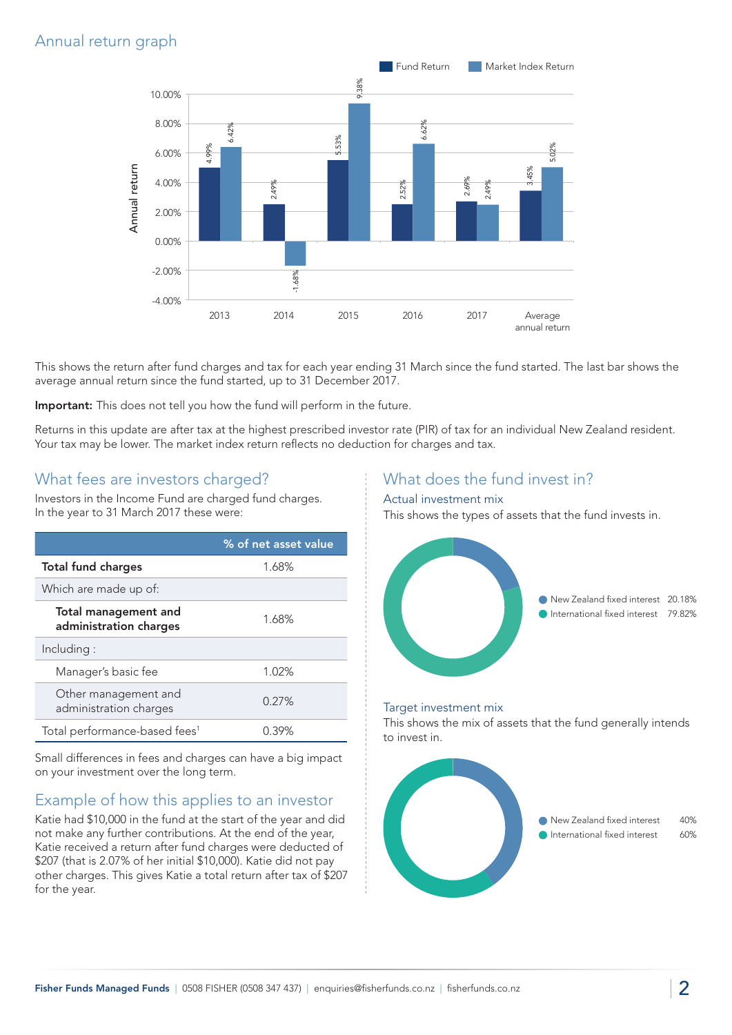## Annual return graph

| | Fund Return | Market Index Return |
|---|---|---|
| 2013 | 4.99% | 6.42% |
| 2014 | 2.49% | -1.68% |
| 2015 | 5.53% | 9.38% |
| 2016 | 2.52% | 6.62% |
| 2017 | 2.69% | 2.49% |
| Average annual return | 3.45% | 5.02% |

This shows the return after fund charges and tax for each year ending 31 March since the fund started. The last bar shows the average annual return since the fund started, up to 31 December 2017.

**Important:** This does not tell you how the fund will perform in the future.

Returns in this update are after tax at the highest prescribed investor rate (PIR) of tax for an individual New Zealand resident. Your tax may be lower. The market index return reflects no deduction for charges and tax.

## What fees are investors charged?

Investors in the Income Fund are charged fund charges. In the year to 31 March 2017 these were:

| | % of net asset value |
|---|---|
| **Total fund charges** | 1.68% |
| Which are made up of: | |
| **Total management and administration charges** | 1.68% |
| Including : | |
| Manager's basic fee | 1.02% |
| Other management and administration charges | 0.27% |
| Total performance-based fees[1] | 0.39% |

Small differences in fees and charges can have a big impact on your investment over the long term.

## Example of how this applies to an investor

Katie had $10,000 in the fund at the start of the year and did not make any further contributions. At the end of the year, Katie received a return after fund charges were deducted of $207 (that is 2.07% of her initial $10,000). Katie did not pay other charges. This gives Katie a total return after tax of $207 for the year.

## What does the fund invest in?

### Actual investment mix

This shows the types of assets that the fund invests in.

- New Zealand fixed interest 20.18%
- International fixed interest 79.82%

### Target investment mix

This shows the mix of assets that the fund generally intends to invest in.

- New Zealand fixed interest 40%
- International fixed interest 60%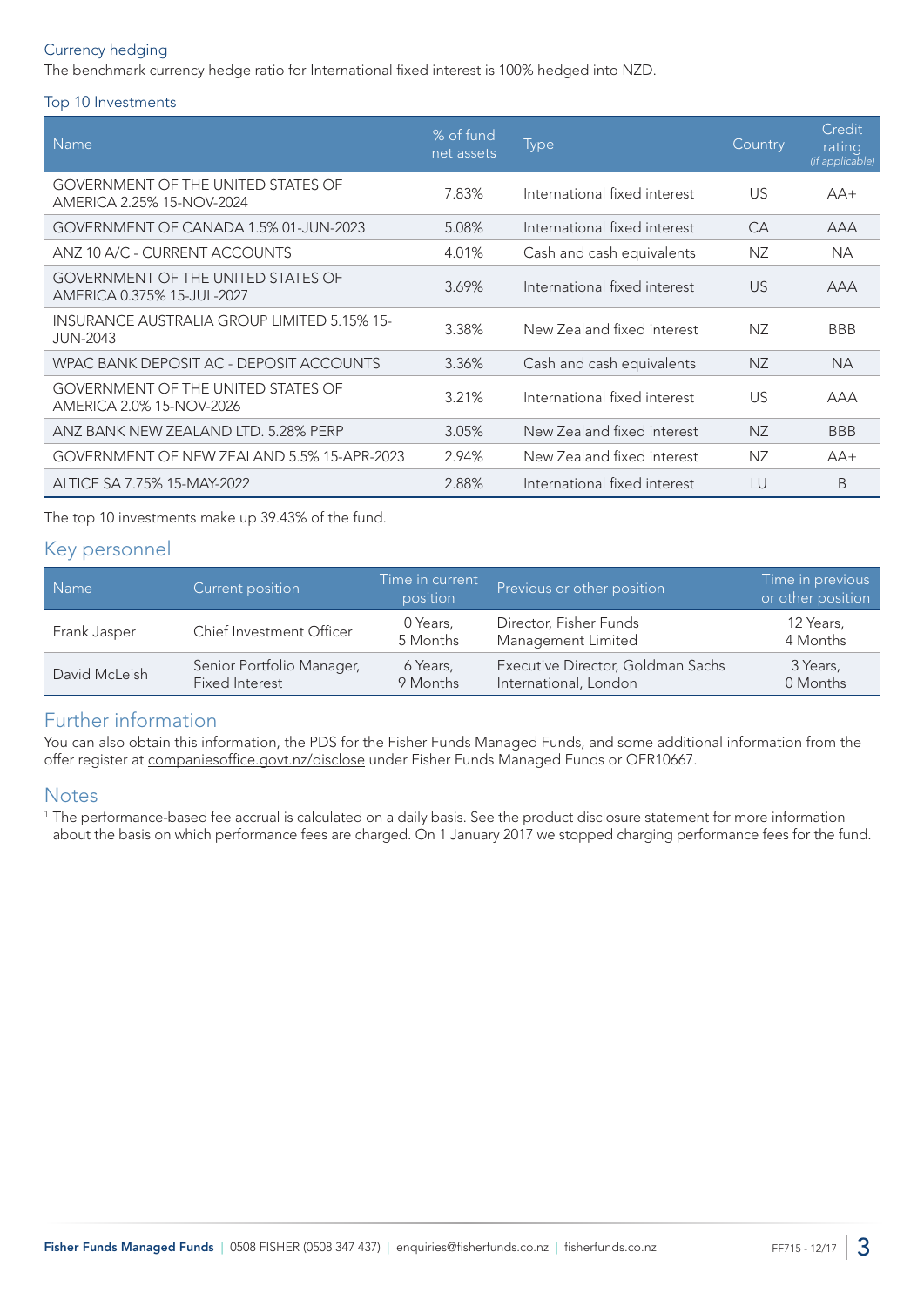### Currency hedging

The benchmark currency hedge ratio for International fixed interest is 100% hedged into NZD.

### Top 10 Investments

| Name | % of fund net assets | Type | Country | Credit rating *(if applicable)* |
|---|---|---|---|---|
| GOVERNMENT OF THE UNITED STATES OF AMERICA 2.25% 15-NOV-2024 | 7.83% | International fixed interest | US | AA+ |
| GOVERNMENT OF CANADA 1.5% 01-JUN-2023 | 5.08% | International fixed interest | CA | AAA |
| ANZ 10 A/C - CURRENT ACCOUNTS | 4.01% | Cash and cash equivalents | NZ | NA |
| GOVERNMENT OF THE UNITED STATES OF AMERICA 0.375% 15-JUL-2027 | 3.69% | International fixed interest | US | AAA |
| INSURANCE AUSTRALIA GROUP LIMITED 5.15% 15-JUN-2043 | 3.38% | New Zealand fixed interest | NZ | BBB |
| WPAC BANK DEPOSIT AC - DEPOSIT ACCOUNTS | 3.36% | Cash and cash equivalents | NZ | NA |
| GOVERNMENT OF THE UNITED STATES OF AMERICA 2.0% 15-NOV-2026 | 3.21% | International fixed interest | US | AAA |
| ANZ BANK NEW ZEALAND LTD. 5.28% PERP | 3.05% | New Zealand fixed interest | NZ | BBB |
| GOVERNMENT OF NEW ZEALAND 5.5% 15-APR-2023 | 2.94% | New Zealand fixed interest | NZ | AA+ |
| ALTICE SA 7.75% 15-MAY-2022 | 2.88% | International fixed interest | LU | B |

The top 10 investments make up 39.43% of the fund.

## Key personnel

| Name | Current position | Time in current position | Previous or other position | Time in previous or other position |
|---|---|---|---|---|
| Frank Jasper | Chief Investment Officer | 0 Years, 5 Months | Director, Fisher Funds Management Limited | 12 Years, 4 Months |
| David McLeish | Senior Portfolio Manager, Fixed Interest | 6 Years, 9 Months | Executive Director, Goldman Sachs International, London | 3 Years, 0 Months |

## Further information

You can also obtain this information, the PDS for the Fisher Funds Managed Funds, and some additional information from the offer register at companiesoffice.govt.nz/disclose under Fisher Funds Managed Funds or OFR10667.

## Notes

[1] The performance-based fee accrual is calculated on a daily basis. See the product disclosure statement for more information about the basis on which performance fees are charged. On 1 January 2017 we stopped charging performance fees for the fund.